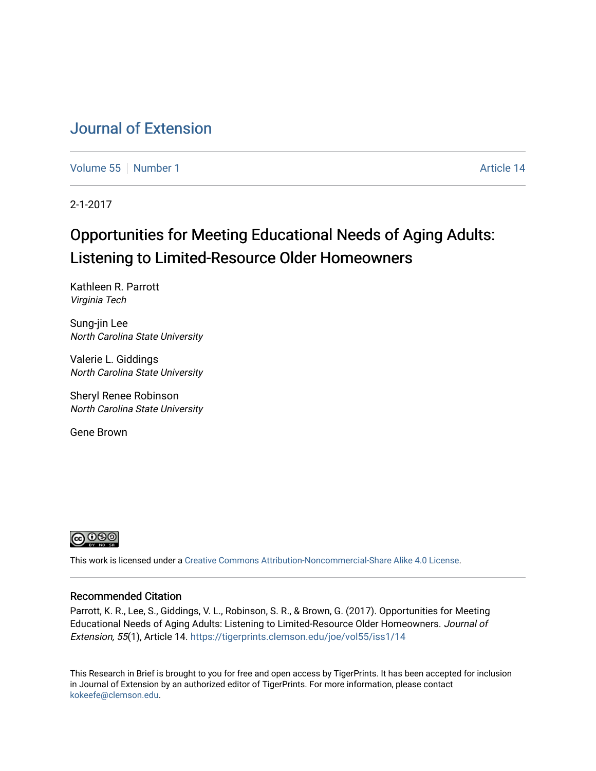# Journal of Extension

Volume 55 | Number 1 Article 14

2-1-2017

## Opportunities for Meeting Educational Needs of Aging Adults: Listening to Limited-Resource Older Homeowners

Kathleen R. Parrott
*Virginia Tech*

Sung-jin Lee
*North Carolina State University*

Valerie L. Giddings
*North Carolina State University*

Sheryl Renee Robinson
*North Carolina State University*

Gene Brown

This work is licensed under a Creative Commons Attribution-Noncommercial-Share Alike 4.0 License.

### Recommended Citation

Parrott, K. R., Lee, S., Giddings, V. L., Robinson, S. R., & Brown, G. (2017). Opportunities for Meeting Educational Needs of Aging Adults: Listening to Limited-Resource Older Homeowners. *Journal of Extension, 55*(1), Article 14. https://tigerprints.clemson.edu/joe/vol55/iss1/14

This Research in Brief is brought to you for free and open access by TigerPrints. It has been accepted for inclusion in Journal of Extension by an authorized editor of TigerPrints. For more information, please contact kokeefe@clemson.edu.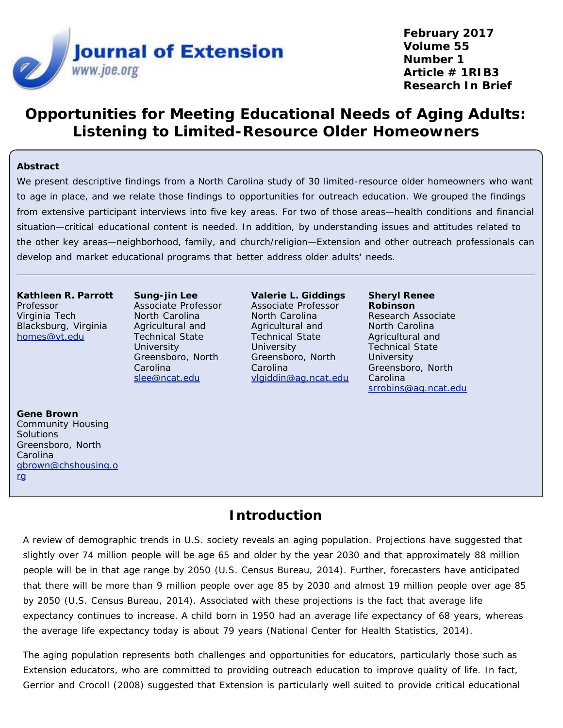# Opportunities for Meeting Educational Needs of Aging Adults: Listening to Limited-Resource Older Homeowners

## Abstract

We present descriptive findings from a North Carolina study of 30 limited-resource older homeowners who want to age in place, and we relate those findings to opportunities for outreach education. We grouped the findings from extensive participant interviews into five key areas. For two of those areas—health conditions and financial situation—critical educational content is needed. In addition, by understanding issues and attitudes related to the other key areas—neighborhood, family, and church/religion—Extension and other outreach professionals can develop and market educational programs that better address older adults' needs.

**Kathleen R. Parrott**
Professor
Virginia Tech
Blacksburg, Virginia
homes@vt.edu

**Sung-jin Lee**
Associate Professor
North Carolina Agricultural and Technical State University
Greensboro, North Carolina
slee@ncat.edu

**Valerie L. Giddings**
Associate Professor
North Carolina Agricultural and Technical State University
Greensboro, North Carolina
vlgiddin@ag.ncat.edu

**Sheryl Renee Robinson**
Research Associate
North Carolina Agricultural and Technical State University
Greensboro, North Carolina
srrobins@ag.ncat.edu

**Gene Brown**
Community Housing Solutions
Greensboro, North Carolina
gbrown@chshousing.org

## Introduction

A review of demographic trends in U.S. society reveals an aging population. Projections have suggested that slightly over 74 million people will be age 65 and older by the year 2030 and that approximately 88 million people will be in that age range by 2050 (U.S. Census Bureau, 2014). Further, forecasters have anticipated that there will be more than 9 million people over age 85 by 2030 and almost 19 million people over age 85 by 2050 (U.S. Census Bureau, 2014). Associated with these projections is the fact that average life expectancy continues to increase. A child born in 1950 had an average life expectancy of 68 years, whereas the average life expectancy today is about 79 years (National Center for Health Statistics, 2014).

The aging population represents both challenges and opportunities for educators, particularly those such as Extension educators, who are committed to providing outreach education to improve quality of life. In fact, Gerrior and Crocoll (2008) suggested that Extension is particularly well suited to provide critical educational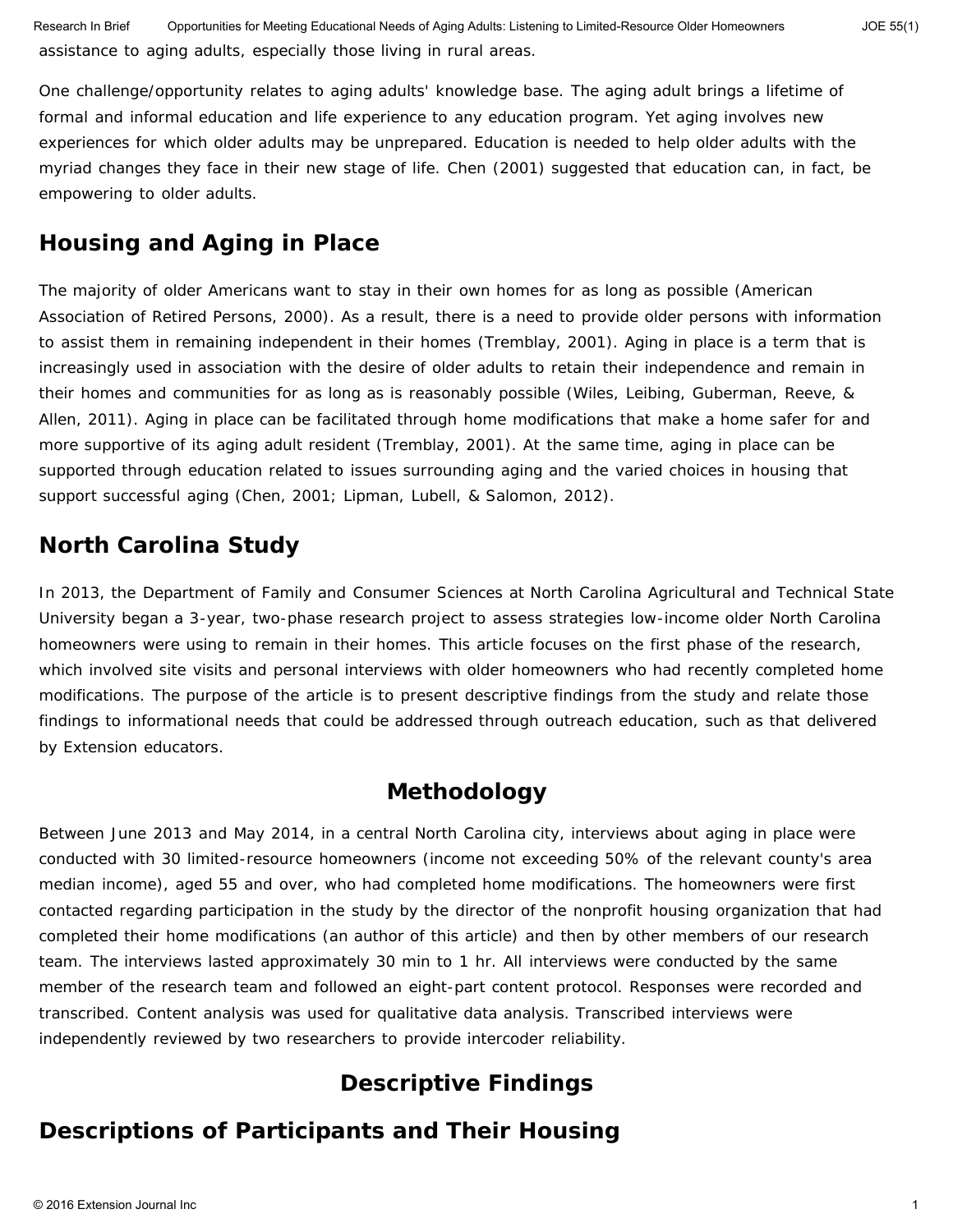assistance to aging adults, especially those living in rural areas.

One challenge/opportunity relates to aging adults' knowledge base. The aging adult brings a lifetime of formal and informal education and life experience to any education program. Yet aging involves new experiences for which older adults may be unprepared. Education is needed to help older adults with the myriad changes they face in their new stage of life. Chen (2001) suggested that education can, in fact, be empowering to older adults.

## Housing and Aging in Place

The majority of older Americans want to stay in their own homes for as long as possible (American Association of Retired Persons, 2000). As a result, there is a need to provide older persons with information to assist them in remaining independent in their homes (Tremblay, 2001). Aging in place is a term that is increasingly used in association with the desire of older adults to retain their independence and remain in their homes and communities for as long as is reasonably possible (Wiles, Leibing, Guberman, Reeve, & Allen, 2011). Aging in place can be facilitated through home modifications that make a home safer for and more supportive of its aging adult resident (Tremblay, 2001). At the same time, aging in place can be supported through education related to issues surrounding aging and the varied choices in housing that support successful aging (Chen, 2001; Lipman, Lubell, & Salomon, 2012).

## North Carolina Study

In 2013, the Department of Family and Consumer Sciences at North Carolina Agricultural and Technical State University began a 3-year, two-phase research project to assess strategies low-income older North Carolina homeowners were using to remain in their homes. This article focuses on the first phase of the research, which involved site visits and personal interviews with older homeowners who had recently completed home modifications. The purpose of the article is to present descriptive findings from the study and relate those findings to informational needs that could be addressed through outreach education, such as that delivered by Extension educators.

### Methodology

Between June 2013 and May 2014, in a central North Carolina city, interviews about aging in place were conducted with 30 limited-resource homeowners (income not exceeding 50% of the relevant county's area median income), aged 55 and over, who had completed home modifications. The homeowners were first contacted regarding participation in the study by the director of the nonprofit housing organization that had completed their home modifications (an author of this article) and then by other members of our research team. The interviews lasted approximately 30 min to 1 hr. All interviews were conducted by the same member of the research team and followed an eight-part content protocol. Responses were recorded and transcribed. Content analysis was used for qualitative data analysis. Transcribed interviews were independently reviewed by two researchers to provide intercoder reliability.

### Descriptive Findings

## Descriptions of Participants and Their Housing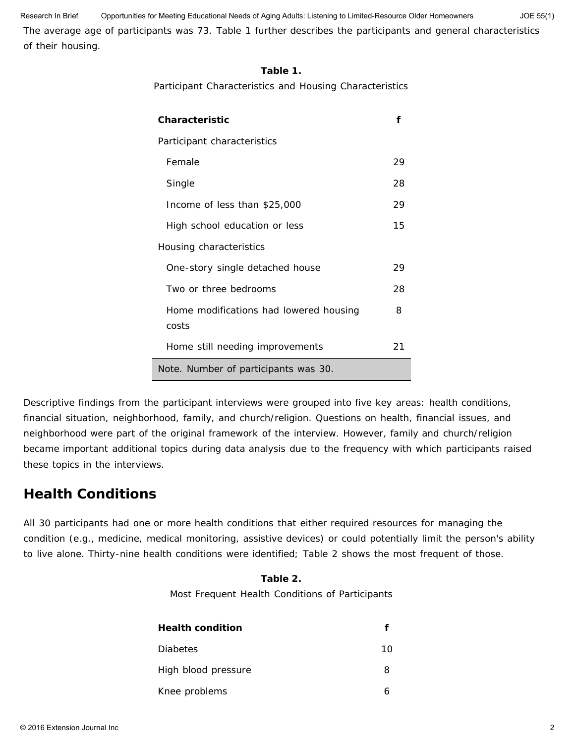The average age of participants was 73. Table 1 further describes the participants and general characteristics of their housing.

**Table 1.**

Participant Characteristics and Housing Characteristics

| Characteristic | f |
| --- | --- |
| Participant characteristics | |
| Female | 29 |
| Single | 28 |
| Income of less than $25,000 | 29 |
| High school education or less | 15 |
| Housing characteristics | |
| One-story single detached house | 29 |
| Two or three bedrooms | 28 |
| Home modifications had lowered housing costs | 8 |
| Home still needing improvements | 21 |

Note. Number of participants was 30.

Descriptive findings from the participant interviews were grouped into five key areas: health conditions, financial situation, neighborhood, family, and church/religion. Questions on health, financial issues, and neighborhood were part of the original framework of the interview. However, family and church/religion became important additional topics during data analysis due to the frequency with which participants raised these topics in the interviews.

## Health Conditions

All 30 participants had one or more health conditions that either required resources for managing the condition (e.g., medicine, medical monitoring, assistive devices) or could potentially limit the person's ability to live alone. Thirty-nine health conditions were identified; Table 2 shows the most frequent of those.

**Table 2.**

Most Frequent Health Conditions of Participants

| Health condition | f |
| --- | --- |
| Diabetes | 10 |
| High blood pressure | 8 |
| Knee problems | 6 |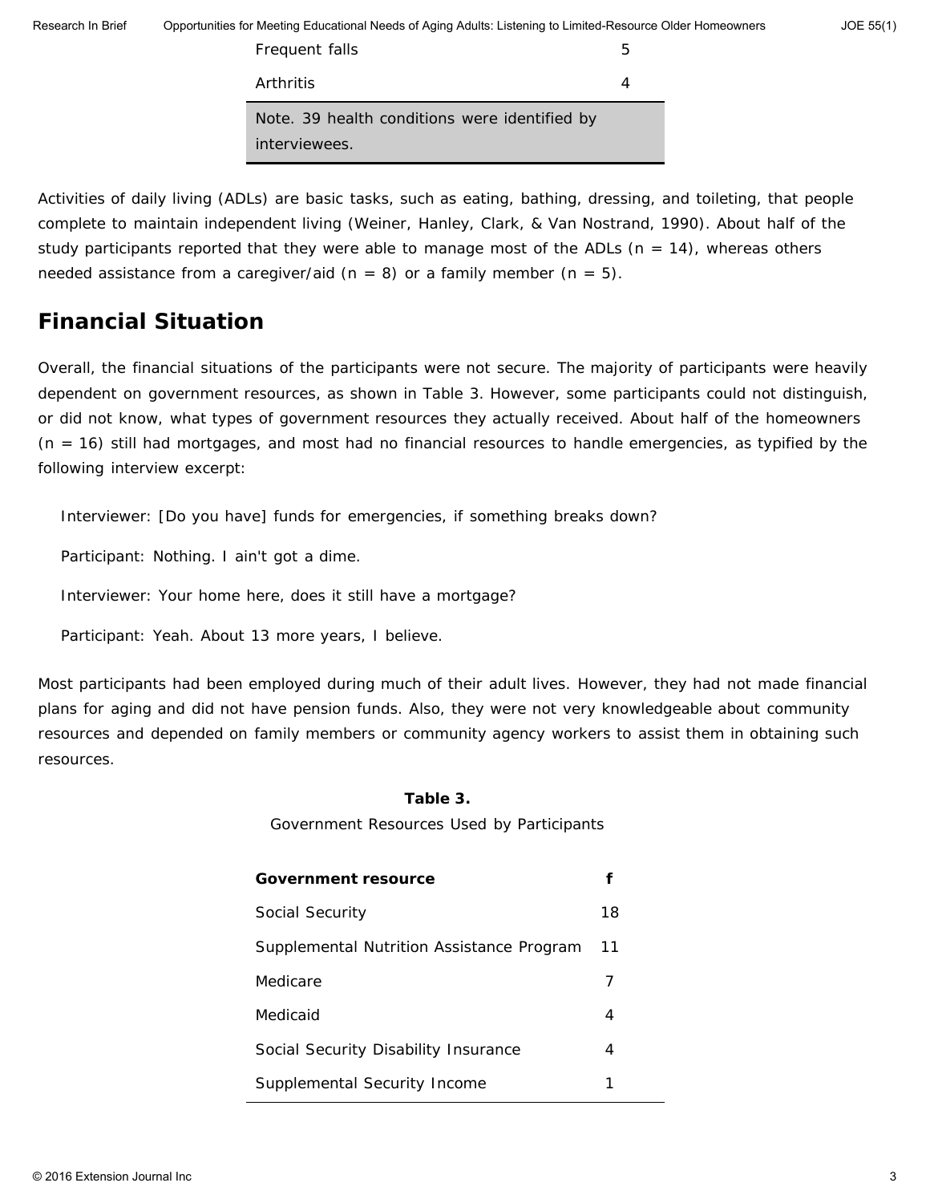| | |
|---|---|
| Frequent falls | 5 |
| Arthritis | 4 |
| Note. 39 health conditions were identified by interviewees. | |

Activities of daily living (ADLs) are basic tasks, such as eating, bathing, dressing, and toileting, that people complete to maintain independent living (Weiner, Hanley, Clark, & Van Nostrand, 1990). About half of the study participants reported that they were able to manage most of the ADLs ($n = 14$), whereas others needed assistance from a caregiver/aid ($n = 8$) or a family member ($n = 5$).

## Financial Situation

Overall, the financial situations of the participants were not secure. The majority of participants were heavily dependent on government resources, as shown in Table 3. However, some participants could not distinguish, or did not know, what types of government resources they actually received. About half of the homeowners ($n = 16$) still had mortgages, and most had no financial resources to handle emergencies, as typified by the following interview excerpt:

> Interviewer: [Do you have] funds for emergencies, if something breaks down?
>
> Participant: Nothing. I ain't got a dime.
>
> Interviewer: Your home here, does it still have a mortgage?
>
> Participant: Yeah. About 13 more years, I believe.

Most participants had been employed during much of their adult lives. However, they had not made financial plans for aging and did not have pension funds. Also, they were not very knowledgeable about community resources and depended on family members or community agency workers to assist them in obtaining such resources.

**Table 3.**
Government Resources Used by Participants

| **Government resource** | ***f*** |
|---|---|
| Social Security | 18 |
| Supplemental Nutrition Assistance Program | 11 |
| Medicare | 7 |
| Medicaid | 4 |
| Social Security Disability Insurance | 4 |
| Supplemental Security Income | 1 |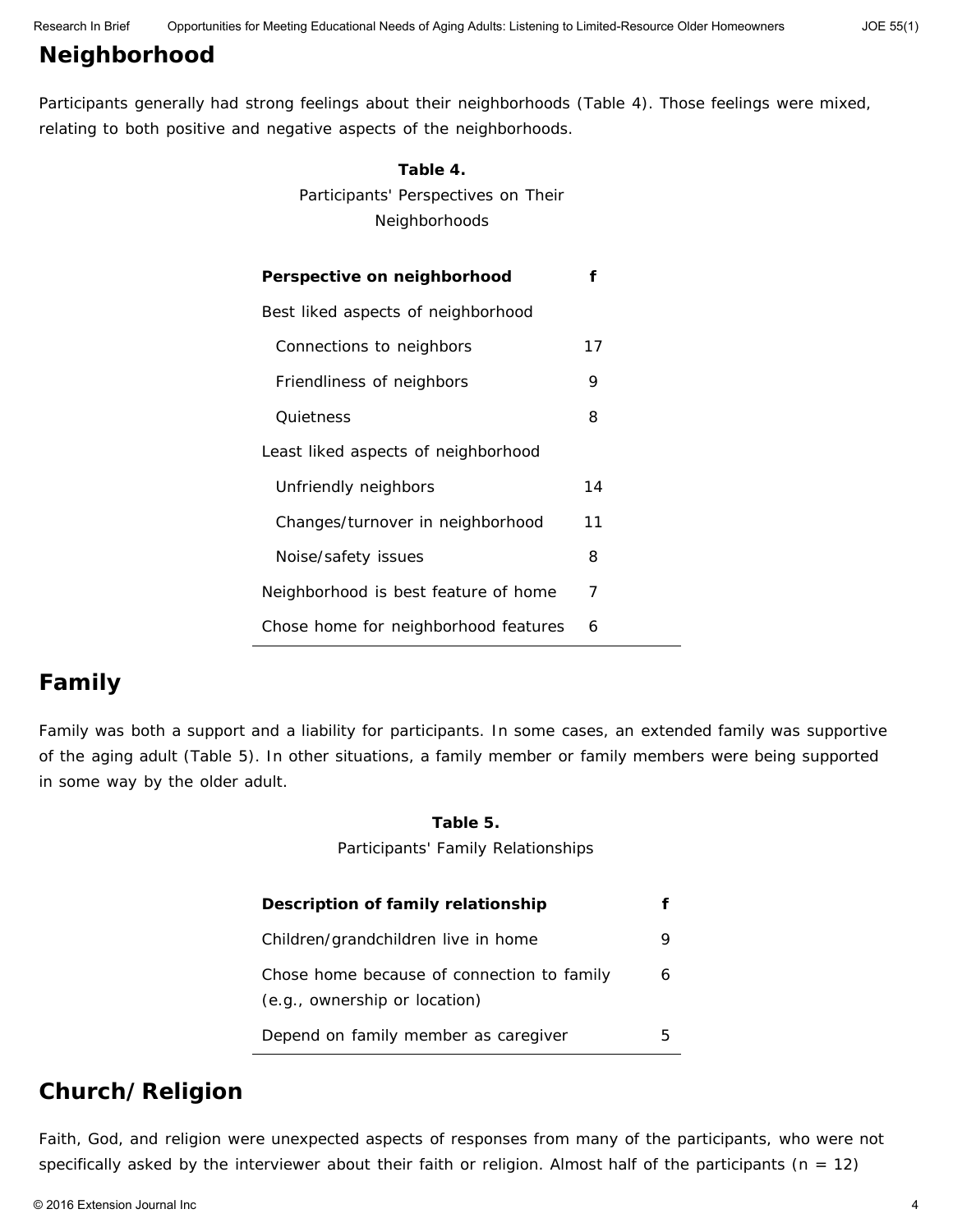## Neighborhood

Participants generally had strong feelings about their neighborhoods (Table 4). Those feelings were mixed, relating to both positive and negative aspects of the neighborhoods.

**Table 4.**
Participants' Perspectives on Their Neighborhoods

| Perspective on neighborhood | f |
| --- | --- |
| Best liked aspects of neighborhood | |
| Connections to neighbors | 17 |
| Friendliness of neighbors | 9 |
| Quietness | 8 |
| Least liked aspects of neighborhood | |
| Unfriendly neighbors | 14 |
| Changes/turnover in neighborhood | 11 |
| Noise/safety issues | 8 |
| Neighborhood is best feature of home | 7 |
| Chose home for neighborhood features | 6 |

## Family

Family was both a support and a liability for participants. In some cases, an extended family was supportive of the aging adult (Table 5). In other situations, a family member or family members were being supported in some way by the older adult.

**Table 5.**
Participants' Family Relationships

| Description of family relationship | f |
| --- | --- |
| Children/grandchildren live in home | 9 |
| Chose home because of connection to family (e.g., ownership or location) | 6 |
| Depend on family member as caregiver | 5 |

## Church/Religion

Faith, God, and religion were unexpected aspects of responses from many of the participants, who were not specifically asked by the interviewer about their faith or religion. Almost half of the participants (n = 12)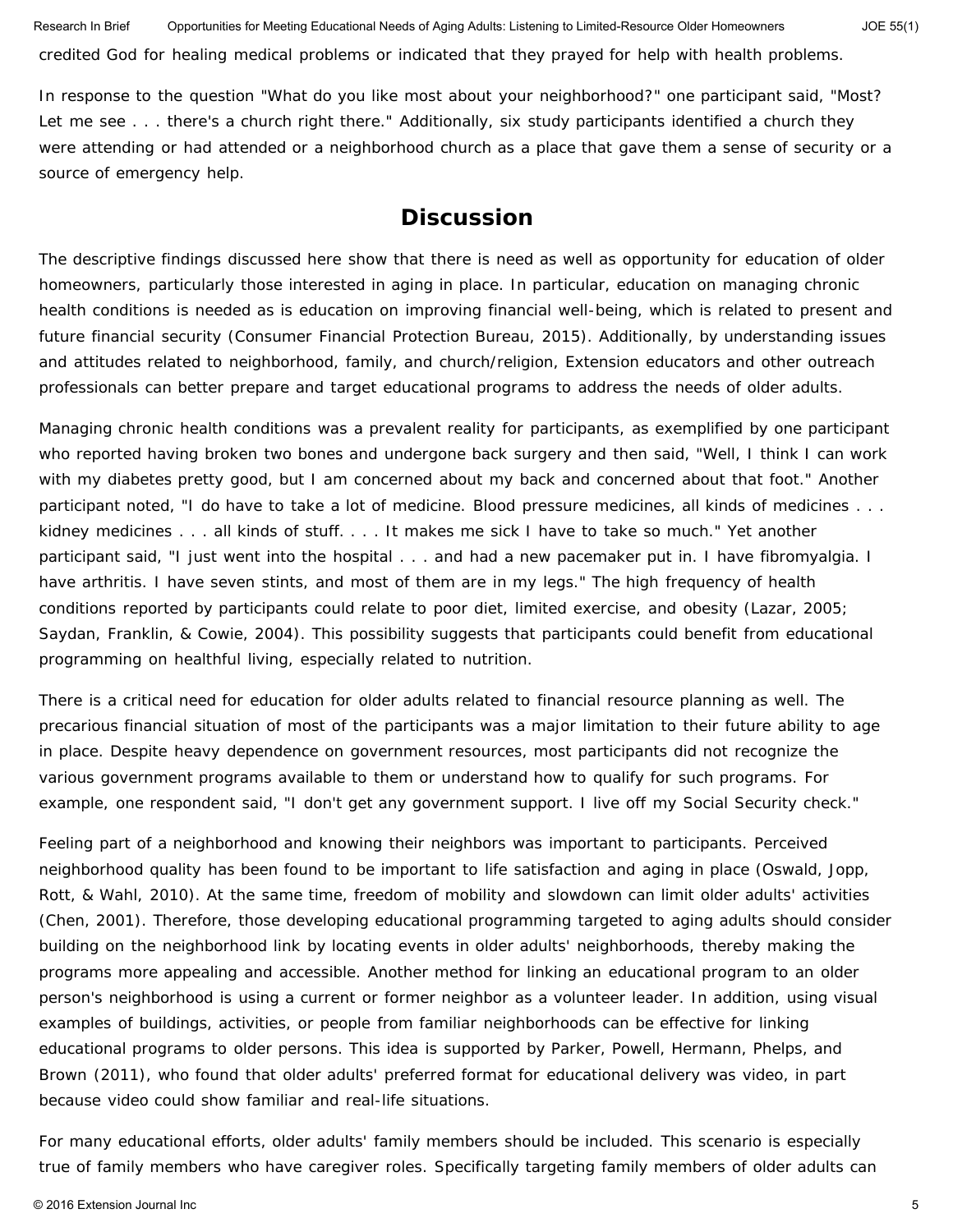credited God for healing medical problems or indicated that they prayed for help with health problems.

In response to the question "What do you like most about your neighborhood?" one participant said, "Most? Let me see . . . there's a church right there." Additionally, six study participants identified a church they were attending or had attended or a neighborhood church as a place that gave them a sense of security or a source of emergency help.

## Discussion

The descriptive findings discussed here show that there is need as well as opportunity for education of older homeowners, particularly those interested in aging in place. In particular, education on managing chronic health conditions is needed as is education on improving financial well-being, which is related to present and future financial security (Consumer Financial Protection Bureau, 2015). Additionally, by understanding issues and attitudes related to neighborhood, family, and church/religion, Extension educators and other outreach professionals can better prepare and target educational programs to address the needs of older adults.

Managing chronic health conditions was a prevalent reality for participants, as exemplified by one participant who reported having broken two bones and undergone back surgery and then said, "Well, I think I can work with my diabetes pretty good, but I am concerned about my back and concerned about that foot." Another participant noted, "I do have to take a lot of medicine. Blood pressure medicines, all kinds of medicines . . . kidney medicines . . . all kinds of stuff. . . . It makes me sick I have to take so much." Yet another participant said, "I just went into the hospital . . . and had a new pacemaker put in. I have fibromyalgia. I have arthritis. I have seven stints, and most of them are in my legs." The high frequency of health conditions reported by participants could relate to poor diet, limited exercise, and obesity (Lazar, 2005; Saydan, Franklin, & Cowie, 2004). This possibility suggests that participants could benefit from educational programming on healthful living, especially related to nutrition.

There is a critical need for education for older adults related to financial resource planning as well. The precarious financial situation of most of the participants was a major limitation to their future ability to age in place. Despite heavy dependence on government resources, most participants did not recognize the various government programs available to them or understand how to qualify for such programs. For example, one respondent said, "I don't get any government support. I live off my Social Security check."

Feeling part of a neighborhood and knowing their neighbors was important to participants. Perceived neighborhood quality has been found to be important to life satisfaction and aging in place (Oswald, Jopp, Rott, & Wahl, 2010). At the same time, freedom of mobility and slowdown can limit older adults' activities (Chen, 2001). Therefore, those developing educational programming targeted to aging adults should consider building on the neighborhood link by locating events in older adults' neighborhoods, thereby making the programs more appealing and accessible. Another method for linking an educational program to an older person's neighborhood is using a current or former neighbor as a volunteer leader. In addition, using visual examples of buildings, activities, or people from familiar neighborhoods can be effective for linking educational programs to older persons. This idea is supported by Parker, Powell, Hermann, Phelps, and Brown (2011), who found that older adults' preferred format for educational delivery was video, in part because video could show familiar and real-life situations.

For many educational efforts, older adults' family members should be included. This scenario is especially true of family members who have caregiver roles. Specifically targeting family members of older adults can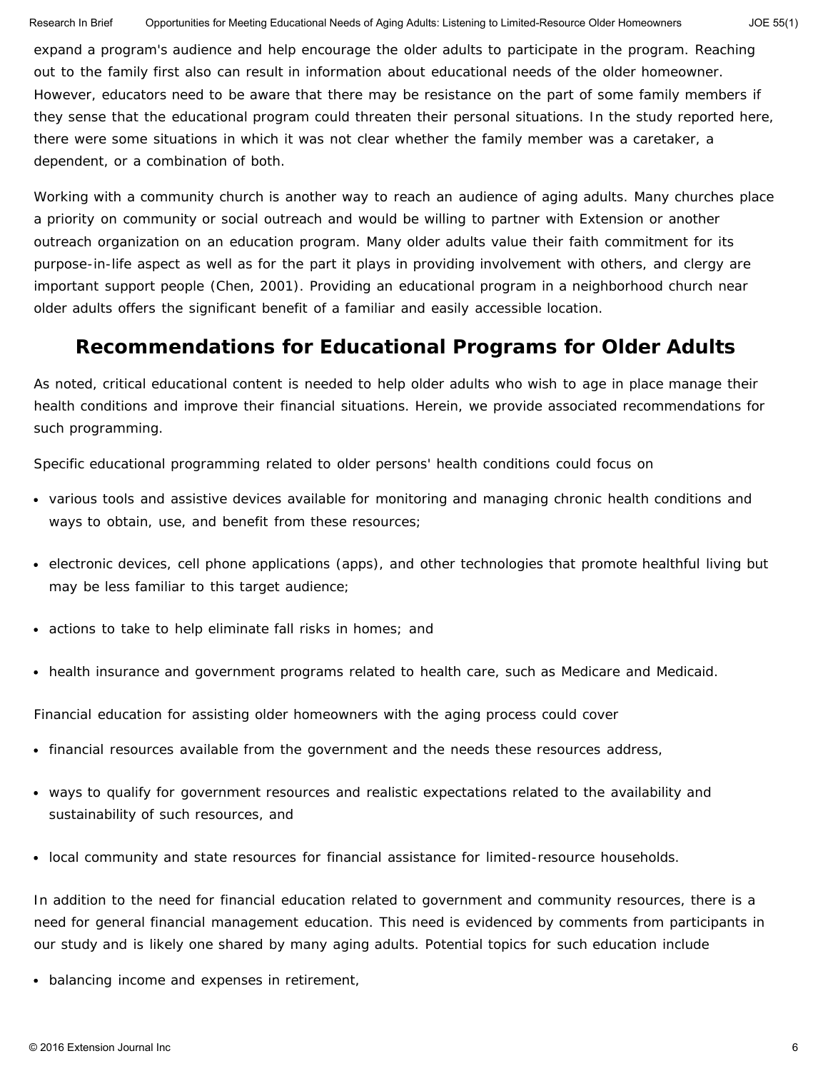expand a program's audience and help encourage the older adults to participate in the program. Reaching out to the family first also can result in information about educational needs of the older homeowner. However, educators need to be aware that there may be resistance on the part of some family members if they sense that the educational program could threaten their personal situations. In the study reported here, there were some situations in which it was not clear whether the family member was a caretaker, a dependent, or a combination of both.

Working with a community church is another way to reach an audience of aging adults. Many churches place a priority on community or social outreach and would be willing to partner with Extension or another outreach organization on an education program. Many older adults value their faith commitment for its purpose-in-life aspect as well as for the part it plays in providing involvement with others, and clergy are important support people (Chen, 2001). Providing an educational program in a neighborhood church near older adults offers the significant benefit of a familiar and easily accessible location.

## Recommendations for Educational Programs for Older Adults

As noted, critical educational content is needed to help older adults who wish to age in place manage their health conditions and improve their financial situations. Herein, we provide associated recommendations for such programming.

Specific educational programming related to older persons' health conditions could focus on

- various tools and assistive devices available for monitoring and managing chronic health conditions and ways to obtain, use, and benefit from these resources;
- electronic devices, cell phone applications (apps), and other technologies that promote healthful living but may be less familiar to this target audience;
- actions to take to help eliminate fall risks in homes; and
- health insurance and government programs related to health care, such as Medicare and Medicaid.

Financial education for assisting older homeowners with the aging process could cover

- financial resources available from the government and the needs these resources address,
- ways to qualify for government resources and realistic expectations related to the availability and sustainability of such resources, and
- local community and state resources for financial assistance for limited-resource households.

In addition to the need for financial education related to government and community resources, there is a need for general financial management education. This need is evidenced by comments from participants in our study and is likely one shared by many aging adults. Potential topics for such education include

- balancing income and expenses in retirement,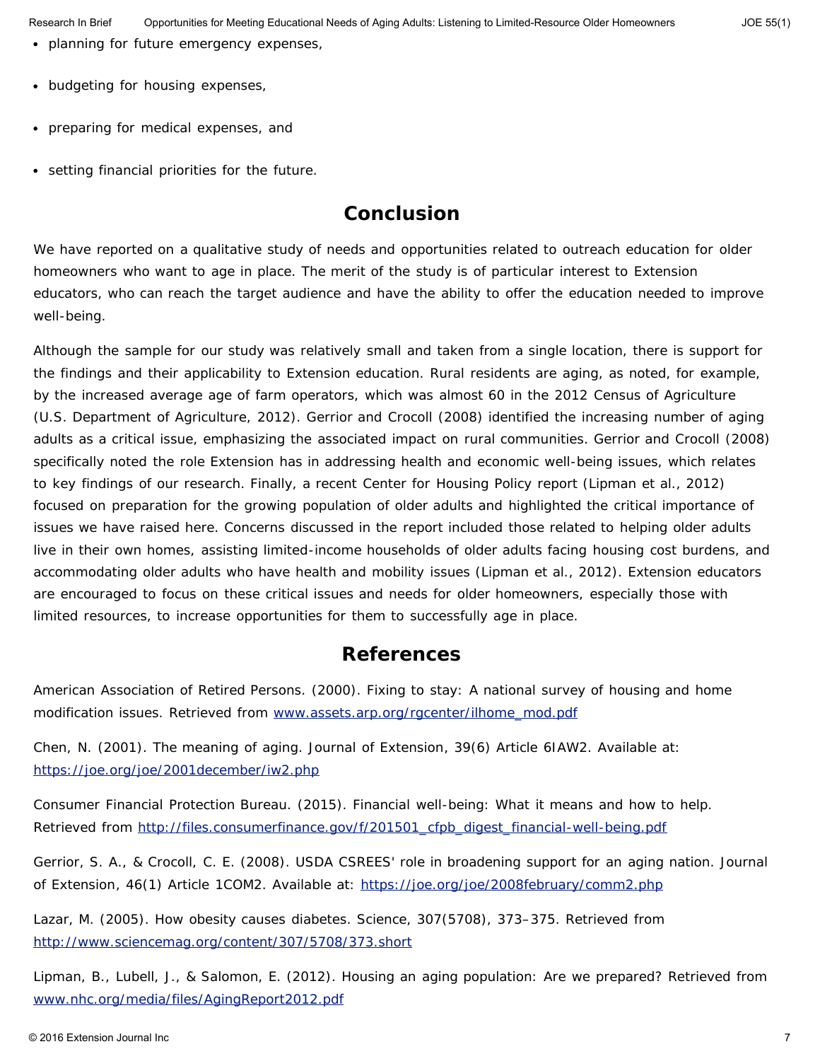- planning for future emergency expenses,
- budgeting for housing expenses,
- preparing for medical expenses, and
- setting financial priorities for the future.

## Conclusion

We have reported on a qualitative study of needs and opportunities related to outreach education for older homeowners who want to age in place. The merit of the study is of particular interest to Extension educators, who can reach the target audience and have the ability to offer the education needed to improve well-being.

Although the sample for our study was relatively small and taken from a single location, there is support for the findings and their applicability to Extension education. Rural residents are aging, as noted, for example, by the increased average age of farm operators, which was almost 60 in the 2012 Census of Agriculture (U.S. Department of Agriculture, 2012). Gerrior and Crocoll (2008) identified the increasing number of aging adults as a critical issue, emphasizing the associated impact on rural communities. Gerrior and Crocoll (2008) specifically noted the role Extension has in addressing health and economic well-being issues, which relates to key findings of our research. Finally, a recent Center for Housing Policy report (Lipman et al., 2012) focused on preparation for the growing population of older adults and highlighted the critical importance of issues we have raised here. Concerns discussed in the report included those related to helping older adults live in their own homes, assisting limited-income households of older adults facing housing cost burdens, and accommodating older adults who have health and mobility issues (Lipman et al., 2012). Extension educators are encouraged to focus on these critical issues and needs for older homeowners, especially those with limited resources, to increase opportunities for them to successfully age in place.

## References

American Association of Retired Persons. (2000). Fixing to stay: A national survey of housing and home modification issues. Retrieved from www.assets.arp.org/rgcenter/ilhome_mod.pdf

Chen, N. (2001). The meaning of aging. Journal of Extension, 39(6) Article 6IAW2. Available at: https://joe.org/joe/2001december/iw2.php

Consumer Financial Protection Bureau. (2015). Financial well-being: What it means and how to help. Retrieved from http://files.consumerfinance.gov/f/201501_cfpb_digest_financial-well-being.pdf

Gerrior, S. A., & Crocoll, C. E. (2008). USDA CSREES' role in broadening support for an aging nation. Journal of Extension, 46(1) Article 1COM2. Available at: https://joe.org/joe/2008february/comm2.php

Lazar, M. (2005). How obesity causes diabetes. Science, 307(5708), 373–375. Retrieved from http://www.sciencemag.org/content/307/5708/373.short

Lipman, B., Lubell, J., & Salomon, E. (2012). Housing an aging population: Are we prepared? Retrieved from www.nhc.org/media/files/AgingReport2012.pdf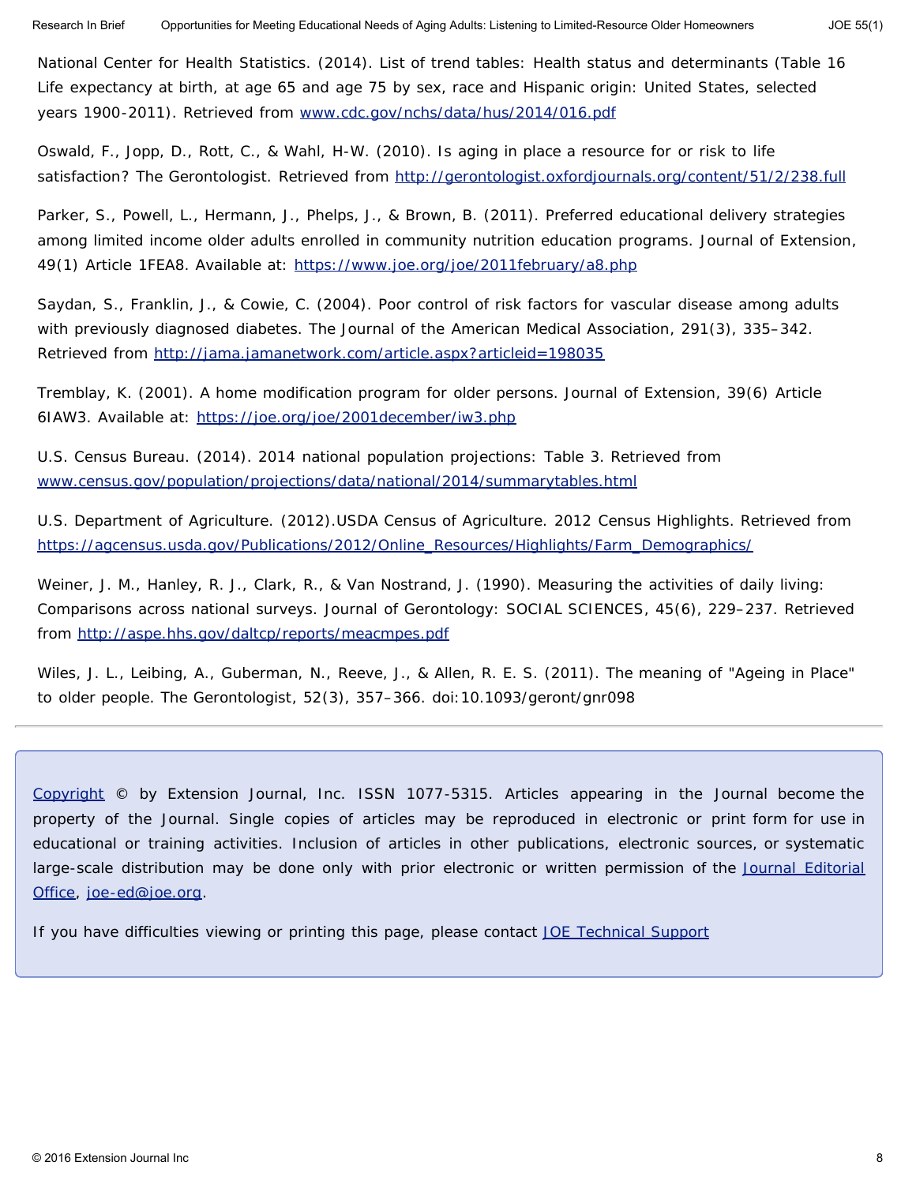National Center for Health Statistics. (2014). List of trend tables: Health status and determinants (Table 16 Life expectancy at birth, at age 65 and age 75 by sex, race and Hispanic origin: United States, selected years 1900-2011). Retrieved from [www.cdc.gov/nchs/data/hus/2014/016.pdf](www.cdc.gov/nchs/data/hus/2014/016.pdf)

Oswald, F., Jopp, D., Rott, C., & Wahl, H-W. (2010). Is aging in place a resource for or risk to life satisfaction? The Gerontologist. Retrieved from [http://gerontologist.oxfordjournals.org/content/51/2/238.full](http://gerontologist.oxfordjournals.org/content/51/2/238.full)

Parker, S., Powell, L., Hermann, J., Phelps, J., & Brown, B. (2011). Preferred educational delivery strategies among limited income older adults enrolled in community nutrition education programs. Journal of Extension, 49(1) Article 1FEA8. Available at: [https://www.joe.org/joe/2011february/a8.php](https://www.joe.org/joe/2011february/a8.php)

Saydan, S., Franklin, J., & Cowie, C. (2004). Poor control of risk factors for vascular disease among adults with previously diagnosed diabetes. The Journal of the American Medical Association, 291(3), 335–342. Retrieved from [http://jama.jamanetwork.com/article.aspx?articleid=198035](http://jama.jamanetwork.com/article.aspx?articleid=198035)

Tremblay, K. (2001). A home modification program for older persons. Journal of Extension, 39(6) Article 6IAW3. Available at: [https://joe.org/joe/2001december/iw3.php](https://joe.org/joe/2001december/iw3.php)

U.S. Census Bureau. (2014). 2014 national population projections: Table 3. Retrieved from [www.census.gov/population/projections/data/national/2014/summarytables.html](www.census.gov/population/projections/data/national/2014/summarytables.html)

U.S. Department of Agriculture. (2012).USDA Census of Agriculture. 2012 Census Highlights. Retrieved from [https://agcensus.usda.gov/Publications/2012/Online_Resources/Highlights/Farm_Demographics/](https://agcensus.usda.gov/Publications/2012/Online_Resources/Highlights/Farm_Demographics/)

Weiner, J. M., Hanley, R. J., Clark, R., & Van Nostrand, J. (1990). Measuring the activities of daily living: Comparisons across national surveys. Journal of Gerontology: SOCIAL SCIENCES, 45(6), 229–237. Retrieved from [http://aspe.hhs.gov/daltcp/reports/meacmpes.pdf](http://aspe.hhs.gov/daltcp/reports/meacmpes.pdf)

Wiles, J. L., Leibing, A., Guberman, N., Reeve, J., & Allen, R. E. S. (2011). The meaning of "Ageing in Place" to older people. The Gerontologist, 52(3), 357–366. doi:10.1093/geront/gnr098

---

Copyright © by Extension Journal, Inc. ISSN 1077-5315. Articles appearing in the Journal become the property of the Journal. Single copies of articles may be reproduced in electronic or print form for use in educational or training activities. Inclusion of articles in other publications, electronic sources, or systematic large-scale distribution may be done only with prior electronic or written permission of the Journal Editorial Office, joe-ed@joe.org.

If you have difficulties viewing or printing this page, please contact JOE Technical Support